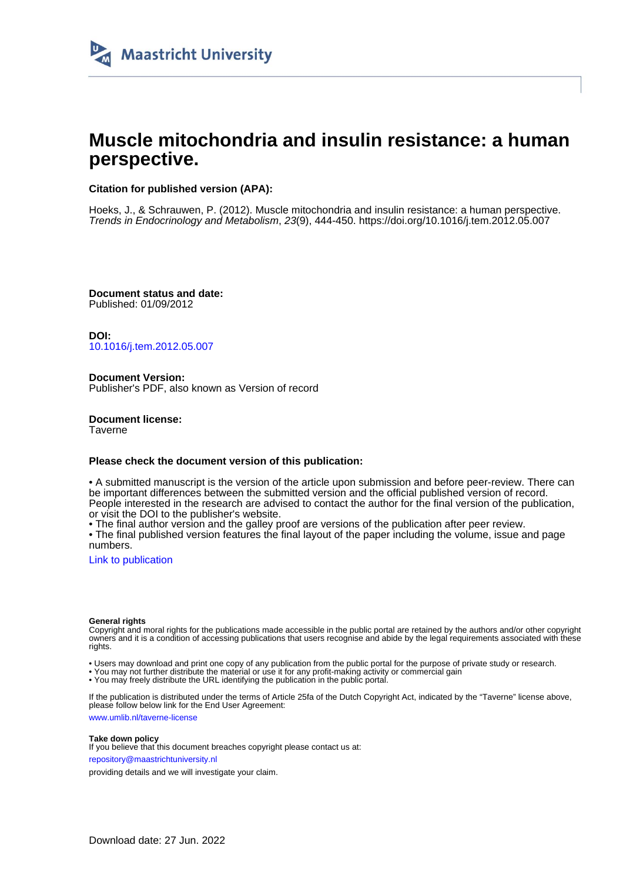Maastricht University

# Muscle mitochondria and insulin resistance: a human perspective.

**Citation for published version (APA):**

Hoeks, J., & Schrauwen, P. (2012). Muscle mitochondria and insulin resistance: a human perspective. *Trends in Endocrinology and Metabolism*, *23*(9), 444-450. https://doi.org/10.1016/j.tem.2012.05.007

**Document status and date:**
Published: 01/09/2012

**DOI:**
10.1016/j.tem.2012.05.007

**Document Version:**
Publisher's PDF, also known as Version of record

**Document license:**
Taverne

**Please check the document version of this publication:**

• A submitted manuscript is the version of the article upon submission and before peer-review. There can be important differences between the submitted version and the official published version of record. People interested in the research are advised to contact the author for the final version of the publication, or visit the DOI to the publisher's website.
• The final author version and the galley proof are versions of the publication after peer review.
• The final published version features the final layout of the paper including the volume, issue and page numbers.

Link to publication

**General rights**
Copyright and moral rights for the publications made accessible in the public portal are retained by the authors and/or other copyright owners and it is a condition of accessing publications that users recognise and abide by the legal requirements associated with these rights.

• Users may download and print one copy of any publication from the public portal for the purpose of private study or research.
• You may not further distribute the material or use it for any profit-making activity or commercial gain
• You may freely distribute the URL identifying the publication in the public portal.

If the publication is distributed under the terms of Article 25fa of the Dutch Copyright Act, indicated by the "Taverne" license above, please follow below link for the End User Agreement:

www.umlib.nl/taverne-license

**Take down policy**
If you believe that this document breaches copyright please contact us at:

repository@maastrichtuniversity.nl

providing details and we will investigate your claim.

Download date: 27 Jun. 2022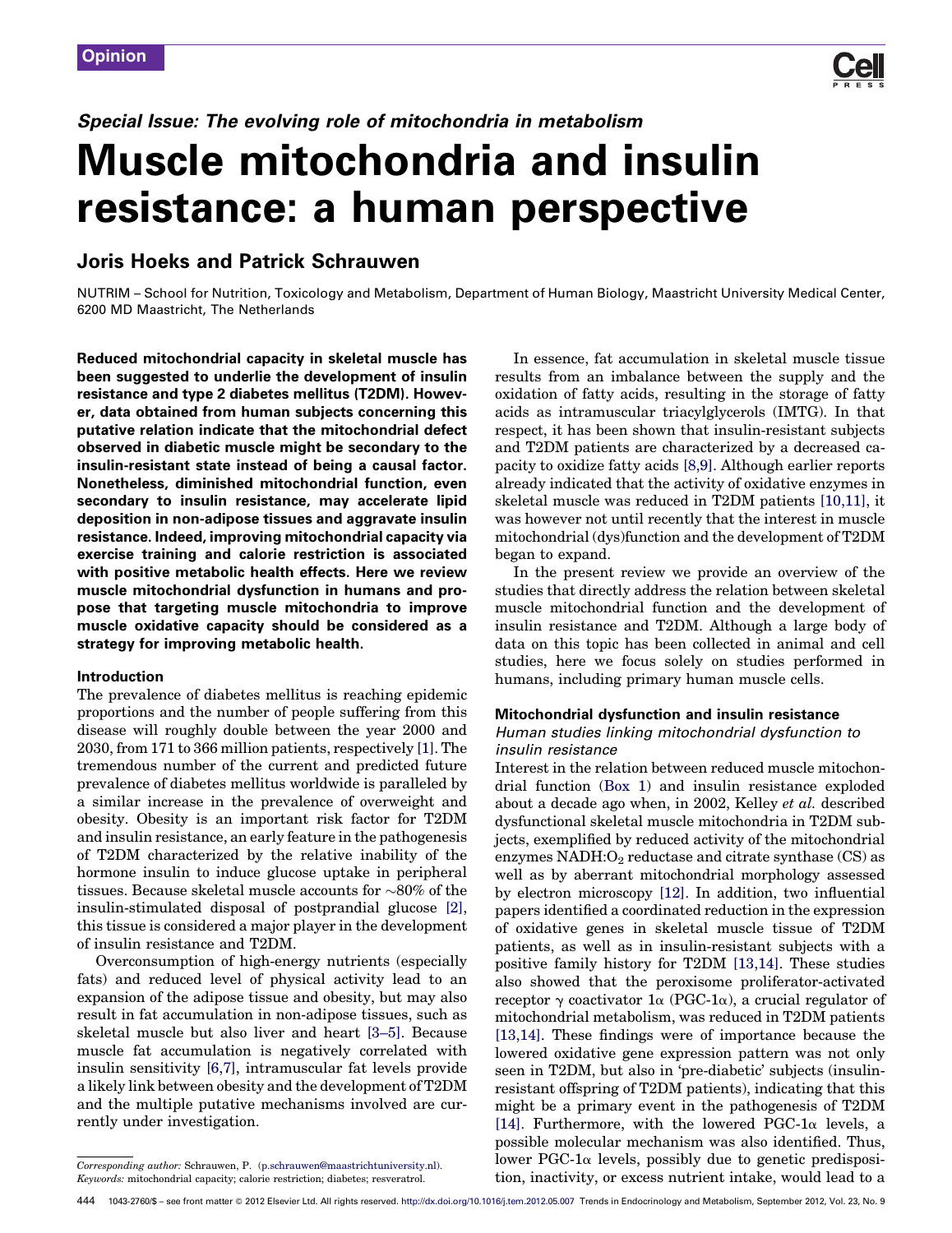Opinion

*Special Issue: The evolving role of mitochondria in metabolism*

# Muscle mitochondria and insulin resistance: a human perspective

## Joris Hoeks and Patrick Schrauwen

NUTRIM – School for Nutrition, Toxicology and Metabolism, Department of Human Biology, Maastricht University Medical Center, 6200 MD Maastricht, The Netherlands

**Reduced mitochondrial capacity in skeletal muscle has been suggested to underlie the development of insulin resistance and type 2 diabetes mellitus (T2DM). However, data obtained from human subjects concerning this putative relation indicate that the mitochondrial defect observed in diabetic muscle might be secondary to the insulin-resistant state instead of being a causal factor. Nonetheless, diminished mitochondrial function, even secondary to insulin resistance, may accelerate lipid deposition in non-adipose tissues and aggravate insulin resistance. Indeed, improving mitochondrial capacity via exercise training and calorie restriction is associated with positive metabolic health effects. Here we review muscle mitochondrial dysfunction in humans and propose that targeting muscle mitochondria to improve muscle oxidative capacity should be considered as a strategy for improving metabolic health.**

### Introduction

The prevalence of diabetes mellitus is reaching epidemic proportions and the number of people suffering from this disease will roughly double between the year 2000 and 2030, from 171 to 366 million patients, respectively [1]. The tremendous number of the current and predicted future prevalence of diabetes mellitus worldwide is paralleled by a similar increase in the prevalence of overweight and obesity. Obesity is an important risk factor for T2DM and insulin resistance, an early feature in the pathogenesis of T2DM characterized by the relative inability of the hormone insulin to induce glucose uptake in peripheral tissues. Because skeletal muscle accounts for ~80% of the insulin-stimulated disposal of postprandial glucose [2], this tissue is considered a major player in the development of insulin resistance and T2DM.

Overconsumption of high-energy nutrients (especially fats) and reduced level of physical activity lead to an expansion of the adipose tissue and obesity, but may also result in fat accumulation in non-adipose tissues, such as skeletal muscle but also liver and heart [3–5]. Because muscle fat accumulation is negatively correlated with insulin sensitivity [6,7], intramuscular fat levels provide a likely link between obesity and the development of T2DM and the multiple putative mechanisms involved are currently under investigation.

In essence, fat accumulation in skeletal muscle tissue results from an imbalance between the supply and the oxidation of fatty acids, resulting in the storage of fatty acids as intramuscular triacylglycerols (IMTG). In that respect, it has been shown that insulin-resistant subjects and T2DM patients are characterized by a decreased capacity to oxidize fatty acids [8,9]. Although earlier reports already indicated that the activity of oxidative enzymes in skeletal muscle was reduced in T2DM patients [10,11], it was however not until recently that the interest in muscle mitochondrial (dys)function and the development of T2DM began to expand.

In the present review we provide an overview of the studies that directly address the relation between skeletal muscle mitochondrial function and the development of insulin resistance and T2DM. Although a large body of data on this topic has been collected in animal and cell studies, here we focus solely on studies performed in humans, including primary human muscle cells.

### Mitochondrial dysfunction and insulin resistance

#### *Human studies linking mitochondrial dysfunction to insulin resistance*

Interest in the relation between reduced muscle mitochondrial function (Box 1) and insulin resistance exploded about a decade ago when, in 2002, Kelley *et al.* described dysfunctional skeletal muscle mitochondria in T2DM subjects, exemplified by reduced activity of the mitochondrial enzymes NADH:$O_2$ reductase and citrate synthase (CS) as well as by aberrant mitochondrial morphology assessed by electron microscopy [12]. In addition, two influential papers identified a coordinated reduction in the expression of oxidative genes in skeletal muscle tissue of T2DM patients, as well as in insulin-resistant subjects with a positive family history for T2DM [13,14]. These studies also showed that the peroxisome proliferator-activated receptor γ coactivator 1α (PGC-1α), a crucial regulator of mitochondrial metabolism, was reduced in T2DM patients [13,14]. These findings were of importance because the lowered oxidative gene expression pattern was not only seen in T2DM, but also in 'pre-diabetic' subjects (insulin-resistant offspring of T2DM patients), indicating that this might be a primary event in the pathogenesis of T2DM [14]. Furthermore, with the lowered PGC-1α levels, a possible molecular mechanism was also identified. Thus, lower PGC-1α levels, possibly due to genetic predisposition, inactivity, or excess nutrient intake, would lead to a

*Corresponding author:* Schrauwen, P. (p.schrauwen@maastrichtuniversity.nl).
*Keywords:* mitochondrial capacity; calorie restriction; diabetes; resveratrol.

1043-2760/$ – see front matter © 2012 Elsevier Ltd. All rights reserved. http://dx.doi.org/10.1016/j.tem.2012.05.007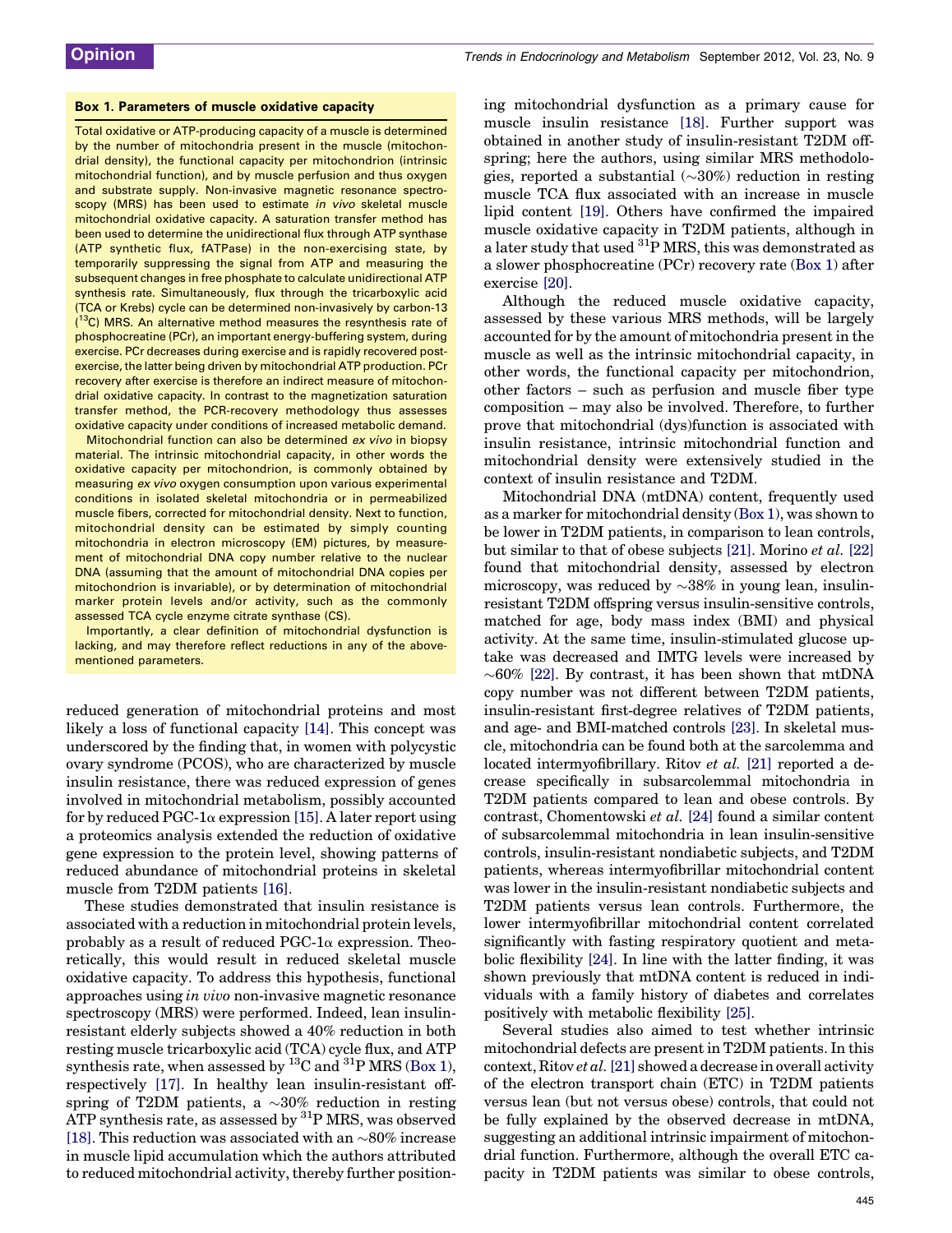### Box 1. Parameters of muscle oxidative capacity

Total oxidative or ATP-producing capacity of a muscle is determined by the number of mitochondria present in the muscle (mitochondrial density), the functional capacity per mitochondrion (intrinsic mitochondrial function), and by muscle perfusion and thus oxygen and substrate supply. Non-invasive magnetic resonance spectroscopy (MRS) has been used to estimate *in vivo* skeletal muscle mitochondrial oxidative capacity. A saturation transfer method has been used to determine the unidirectional flux through ATP synthase (ATP synthetic flux, fATPase) in the non-exercising state, by temporarily suppressing the signal from ATP and measuring the subsequent changes in free phosphate to calculate unidirectional ATP synthesis rate. Simultaneously, flux through the tricarboxylic acid (TCA or Krebs) cycle can be determined non-invasively by carbon-13 ($^{13}$C) MRS. An alternative method measures the resynthesis rate of phosphocreatine (PCr), an important energy-buffering system, during exercise. PCr decreases during exercise and is rapidly recovered post-exercise, the latter being driven by mitochondrial ATP production. PCr recovery after exercise is therefore an indirect measure of mitochondrial oxidative capacity. In contrast to the magnetization saturation transfer method, the PCR-recovery methodology thus assesses oxidative capacity under conditions of increased metabolic demand.

Mitochondrial function can also be determined *ex vivo* in biopsy material. The intrinsic mitochondrial capacity, in other words the oxidative capacity per mitochondrion, is commonly obtained by measuring *ex vivo* oxygen consumption upon various experimental conditions in isolated skeletal mitochondria or in permeabilized muscle fibers, corrected for mitochondrial density. Next to function, mitochondrial density can be estimated by simply counting mitochondria in electron microscopy (EM) pictures, by measurement of mitochondrial DNA copy number relative to the nuclear DNA (assuming that the amount of mitochondrial DNA copies per mitochondrion is invariable), or by determination of mitochondrial marker protein levels and/or activity, such as the commonly assessed TCA cycle enzyme citrate synthase (CS).

Importantly, a clear definition of mitochondrial dysfunction is lacking, and may therefore reflect reductions in any of the above-mentioned parameters.

reduced generation of mitochondrial proteins and most likely a loss of functional capacity [14]. This concept was underscored by the finding that, in women with polycystic ovary syndrome (PCOS), who are characterized by muscle insulin resistance, there was reduced expression of genes involved in mitochondrial metabolism, possibly accounted for by reduced PGC-1α expression [15]. A later report using a proteomics analysis extended the reduction of oxidative gene expression to the protein level, showing patterns of reduced abundance of mitochondrial proteins in skeletal muscle from T2DM patients [16].

These studies demonstrated that insulin resistance is associated with a reduction in mitochondrial protein levels, probably as a result of reduced PGC-1α expression. Theoretically, this would result in reduced skeletal muscle oxidative capacity. To address this hypothesis, functional approaches using *in vivo* non-invasive magnetic resonance spectroscopy (MRS) were performed. Indeed, lean insulin-resistant elderly subjects showed a 40% reduction in both resting muscle tricarboxylic acid (TCA) cycle flux, and ATP synthesis rate, when assessed by $^{13}$C and $^{31}$P MRS (Box 1), respectively [17]. In healthy lean insulin-resistant offspring of T2DM patients, a ~30% reduction in resting ATP synthesis rate, as assessed by $^{31}$P MRS, was observed [18]. This reduction was associated with an ~80% increase in muscle lipid accumulation which the authors attributed to reduced mitochondrial activity, thereby further positioning mitochondrial dysfunction as a primary cause for muscle insulin resistance [18]. Further support was obtained in another study of insulin-resistant T2DM offspring; here the authors, using similar MRS methodologies, reported a substantial (~30%) reduction in resting muscle TCA flux associated with an increase in muscle lipid content [19]. Others have confirmed the impaired muscle oxidative capacity in T2DM patients, although in a later study that used $^{31}$P MRS, this was demonstrated as a slower phosphocreatine (PCr) recovery rate (Box 1) after exercise [20].

Although the reduced muscle oxidative capacity, assessed by these various MRS methods, will be largely accounted for by the amount of mitochondria present in the muscle as well as the intrinsic mitochondrial capacity, in other words, the functional capacity per mitochondrion, other factors – such as perfusion and muscle fiber type composition – may also be involved. Therefore, to further prove that mitochondrial (dys)function is associated with insulin resistance, intrinsic mitochondrial function and mitochondrial density were extensively studied in the context of insulin resistance and T2DM.

Mitochondrial DNA (mtDNA) content, frequently used as a marker for mitochondrial density (Box 1), was shown to be lower in T2DM patients, in comparison to lean controls, but similar to that of obese subjects [21]. Morino *et al.* [22] found that mitochondrial density, assessed by electron microscopy, was reduced by ~38% in young lean, insulin-resistant T2DM offspring versus insulin-sensitive controls, matched for age, body mass index (BMI) and physical activity. At the same time, insulin-stimulated glucose uptake was decreased and IMTG levels were increased by ~60% [22]. By contrast, it has been shown that mtDNA copy number was not different between T2DM patients, insulin-resistant first-degree relatives of T2DM patients, and age- and BMI-matched controls [23]. In skeletal muscle, mitochondria can be found both at the sarcolemma and located intermyofibrillary. Ritov *et al.* [21] reported a decrease specifically in subsarcolemmal mitochondria in T2DM patients compared to lean and obese controls. By contrast, Chomentowski *et al.* [24] found a similar content of subsarcolemmal mitochondria in lean insulin-sensitive controls, insulin-resistant nondiabetic subjects, and T2DM patients, whereas intermyofibrillar mitochondrial content was lower in the insulin-resistant nondiabetic subjects and T2DM patients versus lean controls. Furthermore, the lower intermyofibrillar mitochondrial content correlated significantly with fasting respiratory quotient and metabolic flexibility [24]. In line with the latter finding, it was shown previously that mtDNA content is reduced in individuals with a family history of diabetes and correlates positively with metabolic flexibility [25].

Several studies also aimed to test whether intrinsic mitochondrial defects are present in T2DM patients. In this context, Ritov *et al.* [21] showed a decrease in overall activity of the electron transport chain (ETC) in T2DM patients versus lean (but not versus obese) controls, that could not be fully explained by the observed decrease in mtDNA, suggesting an additional intrinsic impairment of mitochondrial function. Furthermore, although the overall ETC capacity in T2DM patients was similar to obese controls,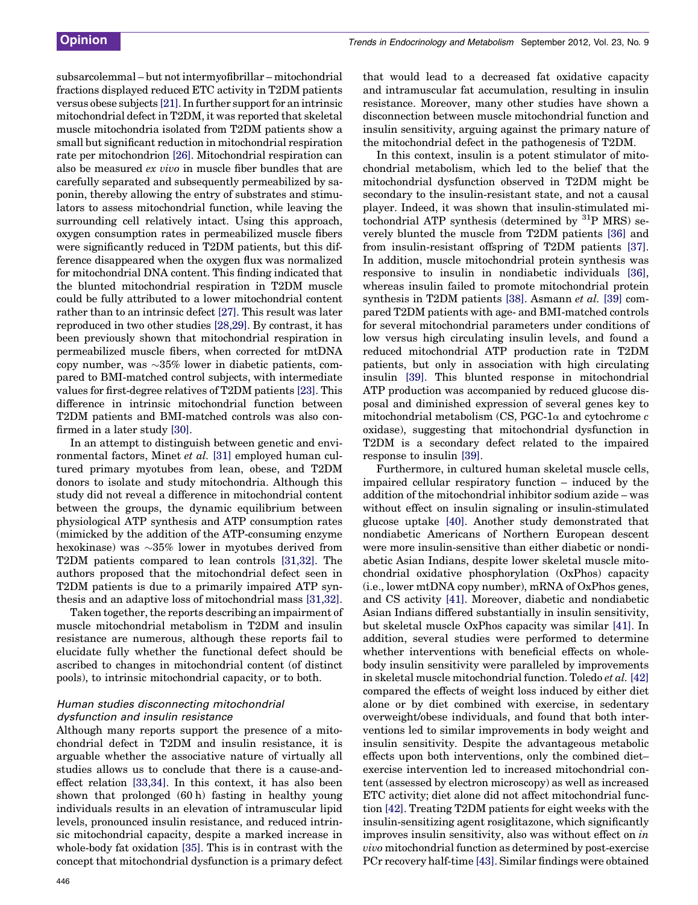subsarcolemmal – but not intermyofibrillar – mitochondrial fractions displayed reduced ETC activity in T2DM patients versus obese subjects [21]. In further support for an intrinsic mitochondrial defect in T2DM, it was reported that skeletal muscle mitochondria isolated from T2DM patients show a small but significant reduction in mitochondrial respiration rate per mitochondrion [26]. Mitochondrial respiration can also be measured *ex vivo* in muscle fiber bundles that are carefully separated and subsequently permeabilized by saponin, thereby allowing the entry of substrates and stimulators to assess mitochondrial function, while leaving the surrounding cell relatively intact. Using this approach, oxygen consumption rates in permeabilized muscle fibers were significantly reduced in T2DM patients, but this difference disappeared when the oxygen flux was normalized for mitochondrial DNA content. This finding indicated that the blunted mitochondrial respiration in T2DM muscle could be fully attributed to a lower mitochondrial content rather than to an intrinsic defect [27]. This result was later reproduced in two other studies [28,29]. By contrast, it has been previously shown that mitochondrial respiration in permeabilized muscle fibers, when corrected for mtDNA copy number, was ~35% lower in diabetic patients, compared to BMI-matched control subjects, with intermediate values for first-degree relatives of T2DM patients [23]. This difference in intrinsic mitochondrial function between T2DM patients and BMI-matched controls was also confirmed in a later study [30].

In an attempt to distinguish between genetic and environmental factors, Minet *et al.* [31] employed human cultured primary myotubes from lean, obese, and T2DM donors to isolate and study mitochondria. Although this study did not reveal a difference in mitochondrial content between the groups, the dynamic equilibrium between physiological ATP synthesis and ATP consumption rates (mimicked by the addition of the ATP-consuming enzyme hexokinase) was ~35% lower in myotubes derived from T2DM patients compared to lean controls [31,32]. The authors proposed that the mitochondrial defect seen in T2DM patients is due to a primarily impaired ATP synthesis and an adaptive loss of mitochondrial mass [31,32].

Taken together, the reports describing an impairment of muscle mitochondrial metabolism in T2DM and insulin resistance are numerous, although these reports fail to elucidate fully whether the functional defect should be ascribed to changes in mitochondrial content (of distinct pools), to intrinsic mitochondrial capacity, or to both.

### *Human studies disconnecting mitochondrial dysfunction and insulin resistance*

Although many reports support the presence of a mitochondrial defect in T2DM and insulin resistance, it is arguable whether the associative nature of virtually all studies allows us to conclude that there is a cause-and-effect relation [33,34]. In this context, it has also been shown that prolonged (60 h) fasting in healthy young individuals results in an elevation of intramuscular lipid levels, pronounced insulin resistance, and reduced intrinsic mitochondrial capacity, despite a marked increase in whole-body fat oxidation [35]. This is in contrast with the concept that mitochondrial dysfunction is a primary defect that would lead to a decreased fat oxidative capacity and intramuscular fat accumulation, resulting in insulin resistance. Moreover, many other studies have shown a disconnection between muscle mitochondrial function and insulin sensitivity, arguing against the primary nature of the mitochondrial defect in the pathogenesis of T2DM.

In this context, insulin is a potent stimulator of mitochondrial metabolism, which led to the belief that the mitochondrial dysfunction observed in T2DM might be secondary to the insulin-resistant state, and not a causal player. Indeed, it was shown that insulin-stimulated mitochondrial ATP synthesis (determined by $^{31}$P MRS) severely blunted the muscle from T2DM patients [36] and from insulin-resistant offspring of T2DM patients [37]. In addition, muscle mitochondrial protein synthesis was responsive to insulin in nondiabetic individuals [36], whereas insulin failed to promote mitochondrial protein synthesis in T2DM patients [38]. Asmann *et al.* [39] compared T2DM patients with age- and BMI-matched controls for several mitochondrial parameters under conditions of low versus high circulating insulin levels, and found a reduced mitochondrial ATP production rate in T2DM patients, but only in association with high circulating insulin [39]. This blunted response in mitochondrial ATP production was accompanied by reduced glucose disposal and diminished expression of several genes key to mitochondrial metabolism (CS, PGC-1α and cytochrome *c* oxidase), suggesting that mitochondrial dysfunction in T2DM is a secondary defect related to the impaired response to insulin [39].

Furthermore, in cultured human skeletal muscle cells, impaired cellular respiratory function – induced by the addition of the mitochondrial inhibitor sodium azide – was without effect on insulin signaling or insulin-stimulated glucose uptake [40]. Another study demonstrated that nondiabetic Americans of Northern European descent were more insulin-sensitive than either diabetic or nondiabetic Asian Indians, despite lower skeletal muscle mitochondrial oxidative phosphorylation (OxPhos) capacity (i.e., lower mtDNA copy number), mRNA of OxPhos genes, and CS activity [41]. Moreover, diabetic and nondiabetic Asian Indians differed substantially in insulin sensitivity, but skeletal muscle OxPhos capacity was similar [41]. In addition, several studies were performed to determine whether interventions with beneficial effects on whole-body insulin sensitivity were paralleled by improvements in skeletal muscle mitochondrial function. Toledo *et al.* [42] compared the effects of weight loss induced by either diet alone or by diet combined with exercise, in sedentary overweight/obese individuals, and found that both interventions led to similar improvements in body weight and insulin sensitivity. Despite the advantageous metabolic effects upon both interventions, only the combined diet–exercise intervention led to increased mitochondrial content (assessed by electron microscopy) as well as increased ETC activity; diet alone did not affect mitochondrial function [42]. Treating T2DM patients for eight weeks with the insulin-sensitizing agent rosiglitazone, which significantly improves insulin sensitivity, also was without effect on *in vivo* mitochondrial function as determined by post-exercise PCr recovery half-time [43]. Similar findings were obtained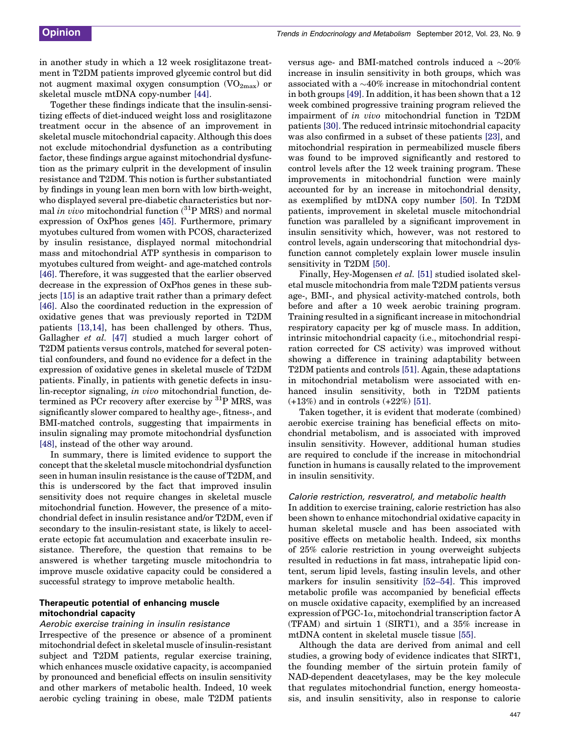in another study in which a 12 week rosiglitazone treatment in T2DM patients improved glycemic control but did not augment maximal oxygen consumption ($VO_{2max}$) or skeletal muscle mtDNA copy-number [44].

Together these findings indicate that the insulin-sensitizing effects of diet-induced weight loss and rosiglitazone treatment occur in the absence of an improvement in skeletal muscle mitochondrial capacity. Although this does not exclude mitochondrial dysfunction as a contributing factor, these findings argue against mitochondrial dysfunction as the primary culprit in the development of insulin resistance and T2DM. This notion is further substantiated by findings in young lean men born with low birth-weight, who displayed several pre-diabetic characteristics but normal *in vivo* mitochondrial function ($^{31}$P MRS) and normal expression of OxPhos genes [45]. Furthermore, primary myotubes cultured from women with PCOS, characterized by insulin resistance, displayed normal mitochondrial mass and mitochondrial ATP synthesis in comparison to myotubes cultured from weight- and age-matched controls [46]. Therefore, it was suggested that the earlier observed decrease in the expression of OxPhos genes in these subjects [15] is an adaptive trait rather than a primary defect [46]. Also the coordinated reduction in the expression of oxidative genes that was previously reported in T2DM patients [13,14], has been challenged by others. Thus, Gallagher *et al.* [47] studied a much larger cohort of T2DM patients versus controls, matched for several potential confounders, and found no evidence for a defect in the expression of oxidative genes in skeletal muscle of T2DM patients. Finally, in patients with genetic defects in insulin-receptor signaling, *in vivo* mitochondrial function, determined as PCr recovery after exercise by $^{31}$P MRS, was significantly slower compared to healthy age-, fitness-, and BMI-matched controls, suggesting that impairments in insulin signaling may promote mitochondrial dysfunction [48], instead of the other way around.

In summary, there is limited evidence to support the concept that the skeletal muscle mitochondrial dysfunction seen in human insulin resistance is the cause of T2DM, and this is underscored by the fact that improved insulin sensitivity does not require changes in skeletal muscle mitochondrial function. However, the presence of a mitochondrial defect in insulin resistance and/or T2DM, even if secondary to the insulin-resistant state, is likely to accelerate ectopic fat accumulation and exacerbate insulin resistance. Therefore, the question that remains to be answered is whether targeting muscle mitochondria to improve muscle oxidative capacity could be considered a successful strategy to improve metabolic health.

## Therapeutic potential of enhancing muscle mitochondrial capacity

### *Aerobic exercise training in insulin resistance*

Irrespective of the presence or absence of a prominent mitochondrial defect in skeletal muscle of insulin-resistant subject and T2DM patients, regular exercise training, which enhances muscle oxidative capacity, is accompanied by pronounced and beneficial effects on insulin sensitivity and other markers of metabolic health. Indeed, 10 week aerobic cycling training in obese, male T2DM patients versus age- and BMI-matched controls induced a ~20% increase in insulin sensitivity in both groups, which was associated with a ~40% increase in mitochondrial content in both groups [49]. In addition, it has been shown that a 12 week combined progressive training program relieved the impairment of *in vivo* mitochondrial function in T2DM patients [30]. The reduced intrinsic mitochondrial capacity was also confirmed in a subset of these patients [23], and mitochondrial respiration in permeabilized muscle fibers was found to be improved significantly and restored to control levels after the 12 week training program. These improvements in mitochondrial function were mainly accounted for by an increase in mitochondrial density, as exemplified by mtDNA copy number [50]. In T2DM patients, improvement in skeletal muscle mitochondrial function was paralleled by a significant improvement in insulin sensitivity which, however, was not restored to control levels, again underscoring that mitochondrial dysfunction cannot completely explain lower muscle insulin sensitivity in T2DM [50].

Finally, Hey-Mogensen *et al.* [51] studied isolated skeletal muscle mitochondria from male T2DM patients versus age-, BMI-, and physical activity-matched controls, both before and after a 10 week aerobic training program. Training resulted in a significant increase in mitochondrial respiratory capacity per kg of muscle mass. In addition, intrinsic mitochondrial capacity (i.e., mitochondrial respiration corrected for CS activity) was improved without showing a difference in training adaptability between T2DM patients and controls [51]. Again, these adaptations in mitochondrial metabolism were associated with enhanced insulin sensitivity, both in T2DM patients (+13%) and in controls (+22%) [51].

Taken together, it is evident that moderate (combined) aerobic exercise training has beneficial effects on mitochondrial metabolism, and is associated with improved insulin sensitivity. However, additional human studies are required to conclude if the increase in mitochondrial function in humans is causally related to the improvement in insulin sensitivity.

### *Calorie restriction, resveratrol, and metabolic health*

In addition to exercise training, calorie restriction has also been shown to enhance mitochondrial oxidative capacity in human skeletal muscle and has been associated with positive effects on metabolic health. Indeed, six months of 25% calorie restriction in young overweight subjects resulted in reductions in fat mass, intrahepatic lipid content, serum lipid levels, fasting insulin levels, and other markers for insulin sensitivity [52–54]. This improved metabolic profile was accompanied by beneficial effects on muscle oxidative capacity, exemplified by an increased expression of PGC-1α, mitochondrial transcription factor A (TFAM) and sirtuin 1 (SIRT1), and a 35% increase in mtDNA content in skeletal muscle tissue [55].

Although the data are derived from animal and cell studies, a growing body of evidence indicates that SIRT1, the founding member of the sirtuin protein family of NAD-dependent deacetylases, may be the key molecule that regulates mitochondrial function, energy homeostasis, and insulin sensitivity, also in response to calorie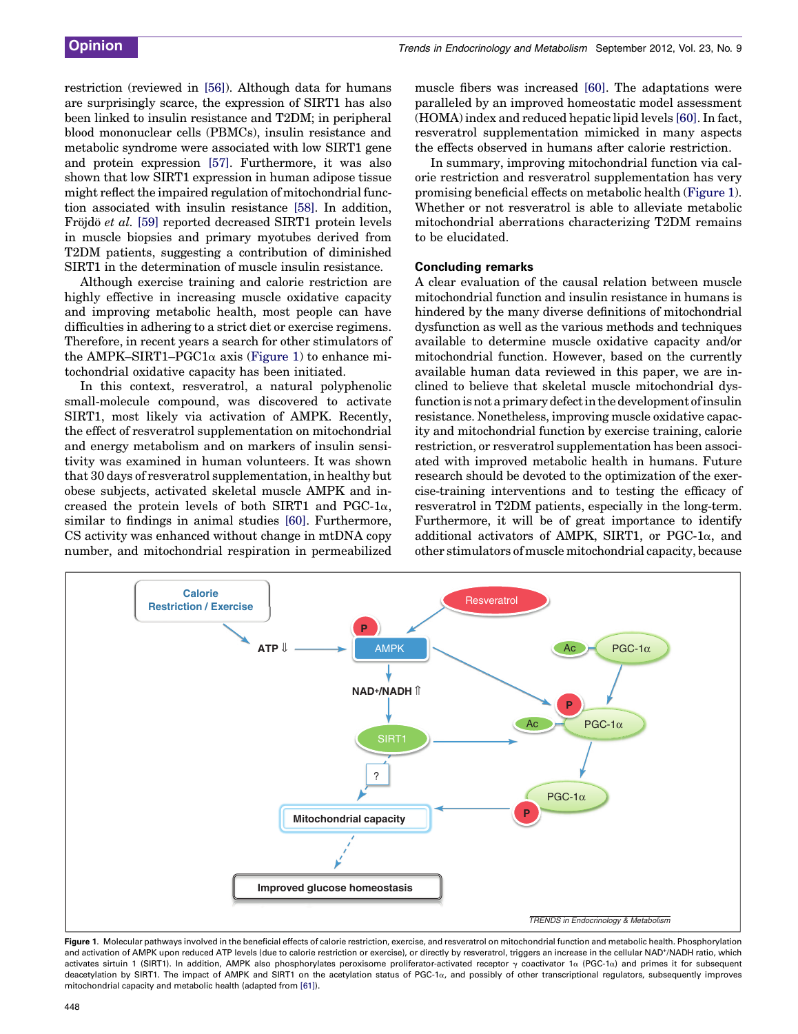restriction (reviewed in [56]). Although data for humans are surprisingly scarce, the expression of SIRT1 has also been linked to insulin resistance and T2DM; in peripheral blood mononuclear cells (PBMCs), insulin resistance and metabolic syndrome were associated with low SIRT1 gene and protein expression [57]. Furthermore, it was also shown that low SIRT1 expression in human adipose tissue might reflect the impaired regulation of mitochondrial function associated with insulin resistance [58]. In addition, Fröjdö *et al.* [59] reported decreased SIRT1 protein levels in muscle biopsies and primary myotubes derived from T2DM patients, suggesting a contribution of diminished SIRT1 in the determination of muscle insulin resistance.

Although exercise training and calorie restriction are highly effective in increasing muscle oxidative capacity and improving metabolic health, most people can have difficulties in adhering to a strict diet or exercise regimens. Therefore, in recent years a search for other stimulators of the AMPK–SIRT1–PGC1α axis (Figure 1) to enhance mitochondrial oxidative capacity has been initiated.

In this context, resveratrol, a natural polyphenolic small-molecule compound, was discovered to activate SIRT1, most likely via activation of AMPK. Recently, the effect of resveratrol supplementation on mitochondrial and energy metabolism and on markers of insulin sensitivity was examined in human volunteers. It was shown that 30 days of resveratrol supplementation, in healthy but obese subjects, activated skeletal muscle AMPK and increased the protein levels of both SIRT1 and PGC-1α, similar to findings in animal studies [60]. Furthermore, CS activity was enhanced without change in mtDNA copy number, and mitochondrial respiration in permeabilized muscle fibers was increased [60]. The adaptations were paralleled by an improved homeostatic model assessment (HOMA) index and reduced hepatic lipid levels [60]. In fact, resveratrol supplementation mimicked in many aspects the effects observed in humans after calorie restriction.

In summary, improving mitochondrial function via calorie restriction and resveratrol supplementation has very promising beneficial effects on metabolic health (Figure 1). Whether or not resveratrol is able to alleviate metabolic mitochondrial aberrations characterizing T2DM remains to be elucidated.

## Concluding remarks

A clear evaluation of the causal relation between muscle mitochondrial function and insulin resistance in humans is hindered by the many diverse definitions of mitochondrial dysfunction as well as the various methods and techniques available to determine muscle oxidative capacity and/or mitochondrial function. However, based on the currently available human data reviewed in this paper, we are inclined to believe that skeletal muscle mitochondrial dysfunction is not a primary defect in the development of insulin resistance. Nonetheless, improving muscle oxidative capacity and mitochondrial function by exercise training, calorie restriction, or resveratrol supplementation has been associated with improved metabolic health in humans. Future research should be devoted to the optimization of the exercise-training interventions and to testing the efficacy of resveratrol in T2DM patients, especially in the long-term. Furthermore, it will be of great importance to identify additional activators of AMPK, SIRT1, or PGC-1α, and other stimulators of muscle mitochondrial capacity, because

**Figure 1.** Molecular pathways involved in the beneficial effects of calorie restriction, exercise, and resveratrol on mitochondrial function and metabolic health. Phosphorylation and activation of AMPK upon reduced ATP levels (due to calorie restriction or exercise), or directly by resveratrol, triggers an increase in the cellular NAD+/NADH ratio, which activates sirtuin 1 (SIRT1). In addition, AMPK also phosphorylates peroxisome proliferator-activated receptor γ coactivator 1α (PGC-1α) and primes it for subsequent deacetylation by SIRT1. The impact of AMPK and SIRT1 on the acetylation status of PGC-1α, and possibly of other transcriptional regulators, subsequently improves mitochondrial capacity and metabolic health (adapted from [61]).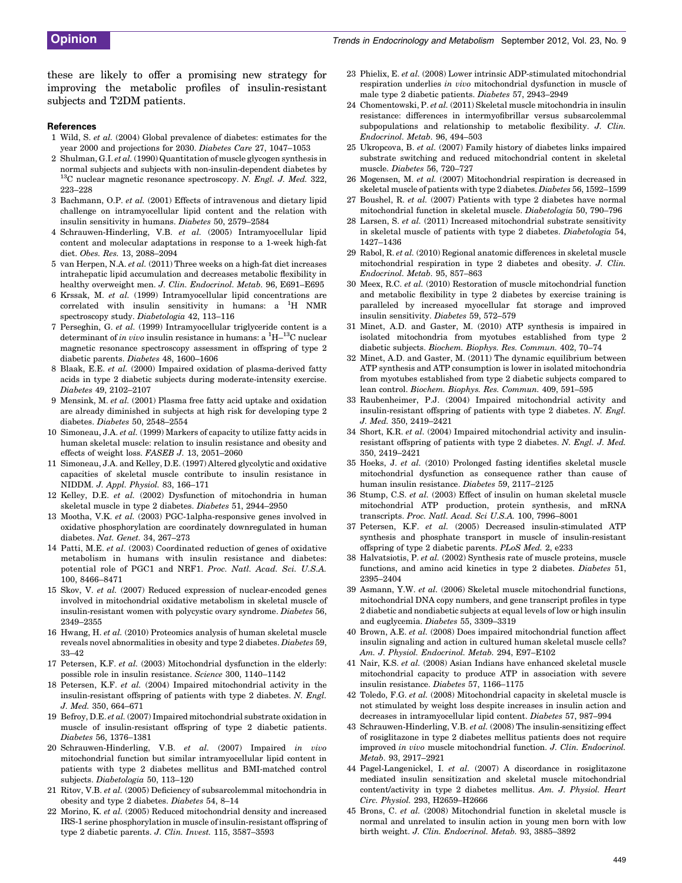these are likely to offer a promising new strategy for improving the metabolic profiles of insulin-resistant subjects and T2DM patients.

## References

1 Wild, S. *et al.* (2004) Global prevalence of diabetes: estimates for the year 2000 and projections for 2030. *Diabetes Care* 27, 1047–1053

2 Shulman, G.I. *et al.* (1990) Quantitation of muscle glycogen synthesis in normal subjects and subjects with non-insulin-dependent diabetes by $^{13}$C nuclear magnetic resonance spectroscopy. *N. Engl. J. Med.* 322, 223–228

3 Bachmann, O.P. *et al.* (2001) Effects of intravenous and dietary lipid challenge on intramyocellular lipid content and the relation with insulin sensitivity in humans. *Diabetes* 50, 2579–2584

4 Schrauwen-Hinderling, V.B. *et al.* (2005) Intramyocellular lipid content and molecular adaptations in response to a 1-week high-fat diet. *Obes. Res.* 13, 2088–2094

5 van Herpen, N.A. *et al.* (2011) Three weeks on a high-fat diet increases intrahepatic lipid accumulation and decreases metabolic flexibility in healthy overweight men. *J. Clin. Endocrinol. Metab.* 96, E691–E695

6 Krssak, M. *et al.* (1999) Intramyocellular lipid concentrations are correlated with insulin sensitivity in humans: a $^{1}$H NMR spectroscopy study. *Diabetologia* 42, 113–116

7 Perseghin, G. *et al.* (1999) Intramyocellular triglyceride content is a determinant of *in vivo* insulin resistance in humans: a $^{1}$H–$^{13}$C nuclear magnetic resonance spectroscopy assessment in offspring of type 2 diabetic parents. *Diabetes* 48, 1600–1606

8 Blaak, E.E. *et al.* (2000) Impaired oxidation of plasma-derived fatty acids in type 2 diabetic subjects during moderate-intensity exercise. *Diabetes* 49, 2102–2107

9 Mensink, M. *et al.* (2001) Plasma free fatty acid uptake and oxidation are already diminished in subjects at high risk for developing type 2 diabetes. *Diabetes* 50, 2548–2554

10 Simoneau, J.A. *et al.* (1999) Markers of capacity to utilize fatty acids in human skeletal muscle: relation to insulin resistance and obesity and effects of weight loss. *FASEB J.* 13, 2051–2060

11 Simoneau, J.A. and Kelley, D.E. (1997) Altered glycolytic and oxidative capacities of skeletal muscle contribute to insulin resistance in NIDDM. *J. Appl. Physiol.* 83, 166–171

12 Kelley, D.E. *et al.* (2002) Dysfunction of mitochondria in human skeletal muscle in type 2 diabetes. *Diabetes* 51, 2944–2950

13 Mootha, V.K. *et al.* (2003) PGC-1alpha-responsive genes involved in oxidative phosphorylation are coordinately downregulated in human diabetes. *Nat. Genet.* 34, 267–273

14 Patti, M.E. *et al.* (2003) Coordinated reduction of genes of oxidative metabolism in humans with insulin resistance and diabetes: potential role of PGC1 and NRF1. *Proc. Natl. Acad. Sci. U.S.A.* 100, 8466–8471

15 Skov, V. *et al.* (2007) Reduced expression of nuclear-encoded genes involved in mitochondrial oxidative metabolism in skeletal muscle of insulin-resistant women with polycystic ovary syndrome. *Diabetes* 56, 2349–2355

16 Hwang, H. *et al.* (2010) Proteomics analysis of human skeletal muscle reveals novel abnormalities in obesity and type 2 diabetes. *Diabetes* 59, 33–42

17 Petersen, K.F. *et al.* (2003) Mitochondrial dysfunction in the elderly: possible role in insulin resistance. *Science* 300, 1140–1142

18 Petersen, K.F. *et al.* (2004) Impaired mitochondrial activity in the insulin-resistant offspring of patients with type 2 diabetes. *N. Engl. J. Med.* 350, 664–671

19 Befroy, D.E. *et al.* (2007) Impaired mitochondrial substrate oxidation in muscle of insulin-resistant offspring of type 2 diabetic patients. *Diabetes* 56, 1376–1381

20 Schrauwen-Hinderling, V.B. *et al.* (2007) Impaired *in vivo* mitochondrial function but similar intramyocellular lipid content in patients with type 2 diabetes mellitus and BMI-matched control subjects. *Diabetologia* 50, 113–120

21 Ritov, V.B. *et al.* (2005) Deficiency of subsarcolemmal mitochondria in obesity and type 2 diabetes. *Diabetes* 54, 8–14

22 Morino, K. *et al.* (2005) Reduced mitochondrial density and increased IRS-1 serine phosphorylation in muscle of insulin-resistant offspring of type 2 diabetic parents. *J. Clin. Invest.* 115, 3587–3593

23 Phielix, E. *et al.* (2008) Lower intrinsic ADP-stimulated mitochondrial respiration underlies *in vivo* mitochondrial dysfunction in muscle of male type 2 diabetic patients. *Diabetes* 57, 2943–2949

24 Chomentowski, P. *et al.* (2011) Skeletal muscle mitochondria in insulin resistance: differences in intermyofibrillar versus subsarcolemmal subpopulations and relationship to metabolic flexibility. *J. Clin. Endocrinol. Metab.* 96, 494–503

25 Ukropcova, B. *et al.* (2007) Family history of diabetes links impaired substrate switching and reduced mitochondrial content in skeletal muscle. *Diabetes* 56, 720–727

26 Mogensen, M. *et al.* (2007) Mitochondrial respiration is decreased in skeletal muscle of patients with type 2 diabetes. *Diabetes* 56, 1592–1599

27 Boushel, R. *et al.* (2007) Patients with type 2 diabetes have normal mitochondrial function in skeletal muscle. *Diabetologia* 50, 790–796

28 Larsen, S. *et al.* (2011) Increased mitochondrial substrate sensitivity in skeletal muscle of patients with type 2 diabetes. *Diabetologia* 54, 1427–1436

29 Rabol, R. *et al.* (2010) Regional anatomic differences in skeletal muscle mitochondrial respiration in type 2 diabetes and obesity. *J. Clin. Endocrinol. Metab.* 95, 857–863

30 Meex, R.C. *et al.* (2010) Restoration of muscle mitochondrial function and metabolic flexibility in type 2 diabetes by exercise training is paralleled by increased myocellular fat storage and improved insulin sensitivity. *Diabetes* 59, 572–579

31 Minet, A.D. and Gaster, M. (2010) ATP synthesis is impaired in isolated mitochondria from myotubes established from type 2 diabetic subjects. *Biochem. Biophys. Res. Commun.* 402, 70–74

32 Minet, A.D. and Gaster, M. (2011) The dynamic equilibrium between ATP synthesis and ATP consumption is lower in isolated mitochondria from myotubes established from type 2 diabetic subjects compared to lean control. *Biochem. Biophys. Res. Commun.* 409, 591–595

33 Raubenheimer, P.J. (2004) Impaired mitochondrial activity and insulin-resistant offspring of patients with type 2 diabetes. *N. Engl. J. Med.* 350, 2419–2421

34 Short, K.R. *et al.* (2004) Impaired mitochondrial activity and insulin-resistant offspring of patients with type 2 diabetes. *N. Engl. J. Med.* 350, 2419–2421

35 Hoeks, J. *et al.* (2010) Prolonged fasting identifies skeletal muscle mitochondrial dysfunction as consequence rather than cause of human insulin resistance. *Diabetes* 59, 2117–2125

36 Stump, C.S. *et al.* (2003) Effect of insulin on human skeletal muscle mitochondrial ATP production, protein synthesis, and mRNA transcripts. *Proc. Natl. Acad. Sci U.S.A.* 100, 7996–8001

37 Petersen, K.F. *et al.* (2005) Decreased insulin-stimulated ATP synthesis and phosphate transport in muscle of insulin-resistant offspring of type 2 diabetic parents. *PLoS Med.* 2, e233

38 Halvatsiotis, P. *et al.* (2002) Synthesis rate of muscle proteins, muscle functions, and amino acid kinetics in type 2 diabetes. *Diabetes* 51, 2395–2404

39 Asmann, Y.W. *et al.* (2006) Skeletal muscle mitochondrial functions, mitochondrial DNA copy numbers, and gene transcript profiles in type 2 diabetic and nondiabetic subjects at equal levels of low or high insulin and euglycemia. *Diabetes* 55, 3309–3319

40 Brown, A.E. *et al.* (2008) Does impaired mitochondrial function affect insulin signaling and action in cultured human skeletal muscle cells? *Am. J. Physiol. Endocrinol. Metab.* 294, E97–E102

41 Nair, K.S. *et al.* (2008) Asian Indians have enhanced skeletal muscle mitochondrial capacity to produce ATP in association with severe insulin resistance. *Diabetes* 57, 1166–1175

42 Toledo, F.G. *et al.* (2008) Mitochondrial capacity in skeletal muscle is not stimulated by weight loss despite increases in insulin action and decreases in intramyocellular lipid content. *Diabetes* 57, 987–994

43 Schrauwen-Hinderling, V.B. *et al.* (2008) The insulin-sensitizing effect of rosiglitazone in type 2 diabetes mellitus patients does not require improved *in vivo* muscle mitochondrial function. *J. Clin. Endocrinol. Metab.* 93, 2917–2921

44 Pagel-Langenickel, I. *et al.* (2007) A discordance in rosiglitazone mediated insulin sensitization and skeletal muscle mitochondrial content/activity in type 2 diabetes mellitus. *Am. J. Physiol. Heart Circ. Physiol.* 293, H2659–H2666

45 Brons, C. *et al.* (2008) Mitochondrial function in skeletal muscle is normal and unrelated to insulin action in young men born with low birth weight. *J. Clin. Endocrinol. Metab.* 93, 3885–3892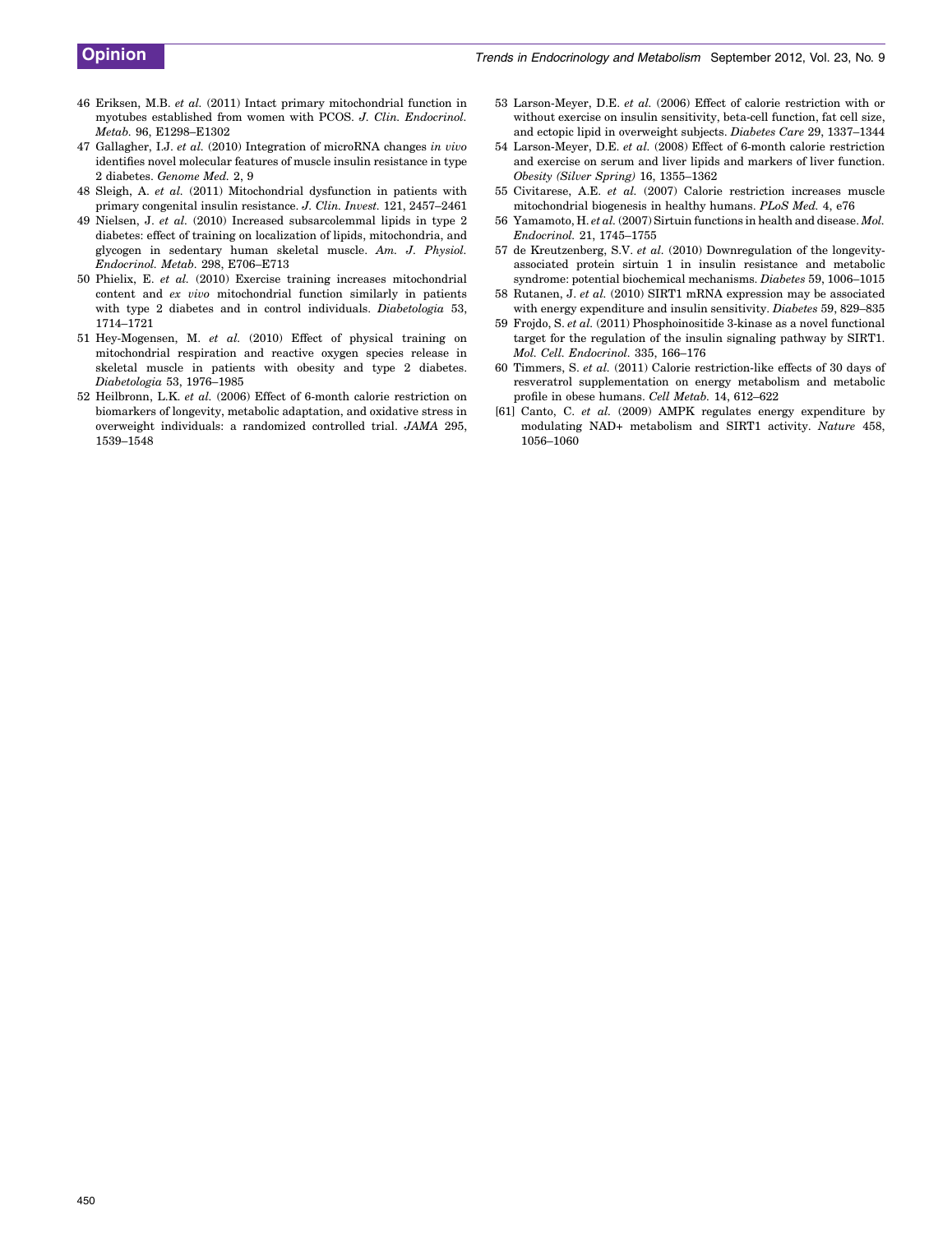46 Eriksen, M.B. *et al.* (2011) Intact primary mitochondrial function in myotubes established from women with PCOS. *J. Clin. Endocrinol. Metab.* 96, E1298–E1302

47 Gallagher, I.J. *et al.* (2010) Integration of microRNA changes *in vivo* identifies novel molecular features of muscle insulin resistance in type 2 diabetes. *Genome Med.* 2, 9

48 Sleigh, A. *et al.* (2011) Mitochondrial dysfunction in patients with primary congenital insulin resistance. *J. Clin. Invest.* 121, 2457–2461

49 Nielsen, J. *et al.* (2010) Increased subsarcolemmal lipids in type 2 diabetes: effect of training on localization of lipids, mitochondria, and glycogen in sedentary human skeletal muscle. *Am. J. Physiol. Endocrinol. Metab.* 298, E706–E713

50 Phielix, E. *et al.* (2010) Exercise training increases mitochondrial content and *ex vivo* mitochondrial function similarly in patients with type 2 diabetes and in control individuals. *Diabetologia* 53, 1714–1721

51 Hey-Mogensen, M. *et al.* (2010) Effect of physical training on mitochondrial respiration and reactive oxygen species release in skeletal muscle in patients with obesity and type 2 diabetes. *Diabetologia* 53, 1976–1985

52 Heilbronn, L.K. *et al.* (2006) Effect of 6-month calorie restriction on biomarkers of longevity, metabolic adaptation, and oxidative stress in overweight individuals: a randomized controlled trial. *JAMA* 295, 1539–1548

53 Larson-Meyer, D.E. *et al.* (2006) Effect of calorie restriction with or without exercise on insulin sensitivity, beta-cell function, fat cell size, and ectopic lipid in overweight subjects. *Diabetes Care* 29, 1337–1344

54 Larson-Meyer, D.E. *et al.* (2008) Effect of 6-month calorie restriction and exercise on serum and liver lipids and markers of liver function. *Obesity (Silver Spring)* 16, 1355–1362

55 Civitarese, A.E. *et al.* (2007) Calorie restriction increases muscle mitochondrial biogenesis in healthy humans. *PLoS Med.* 4, e76

56 Yamamoto, H. *et al.* (2007) Sirtuin functions in health and disease. *Mol. Endocrinol.* 21, 1745–1755

57 de Kreutzenberg, S.V. *et al.* (2010) Downregulation of the longevity-associated protein sirtuin 1 in insulin resistance and metabolic syndrome: potential biochemical mechanisms. *Diabetes* 59, 1006–1015

58 Rutanen, J. *et al.* (2010) SIRT1 mRNA expression may be associated with energy expenditure and insulin sensitivity. *Diabetes* 59, 829–835

59 Frojdo, S. *et al.* (2011) Phosphoinositide 3-kinase as a novel functional target for the regulation of the insulin signaling pathway by SIRT1. *Mol. Cell. Endocrinol.* 335, 166–176

60 Timmers, S. *et al.* (2011) Calorie restriction-like effects of 30 days of resveratrol supplementation on energy metabolism and metabolic profile in obese humans. *Cell Metab.* 14, 612–622

[61] Canto, C. *et al.* (2009) AMPK regulates energy expenditure by modulating NAD+ metabolism and SIRT1 activity. *Nature* 458, 1056–1060